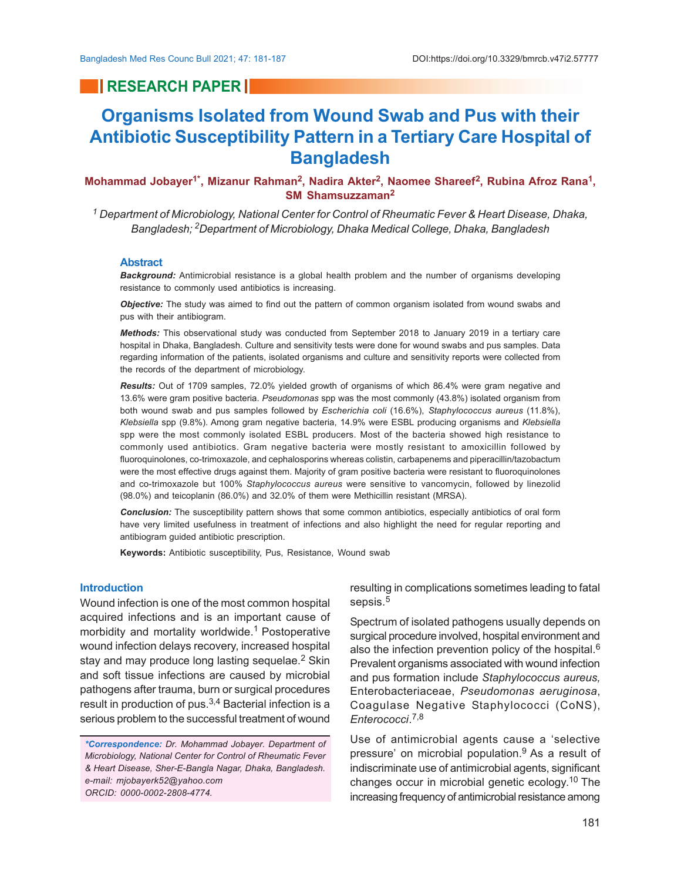RESEARCH PAPER

# Organisms Isolated from Wound Swab and Pus with their Antibiotic Susceptibility Pattern in a Tertiary Care Hospital of Bangladesh

**Mohammad Jobayer[1*], Mizanur Rahman[2], Nadira Akter[2], Naomee Shareef[2], Rubina Afroz Rana[1], SM Shamsuzzaman[2]**

*[1] Department of Microbiology, National Center for Control of Rheumatic Fever & Heart Disease, Dhaka, Bangladesh; [2]Department of Microbiology, Dhaka Medical College, Dhaka, Bangladesh*

## Abstract

***Background:*** Antimicrobial resistance is a global health problem and the number of organisms developing resistance to commonly used antibiotics is increasing.

***Objective:*** The study was aimed to find out the pattern of common organism isolated from wound swabs and pus with their antibiogram.

***Methods:*** This observational study was conducted from September 2018 to January 2019 in a tertiary care hospital in Dhaka, Bangladesh. Culture and sensitivity tests were done for wound swabs and pus samples. Data regarding information of the patients, isolated organisms and culture and sensitivity reports were collected from the records of the department of microbiology.

***Results:*** Out of 1709 samples, 72.0% yielded growth of organisms of which 86.4% were gram negative and 13.6% were gram positive bacteria. *Pseudomonas* spp was the most commonly (43.8%) isolated organism from both wound swab and pus samples followed by *Escherichia coli* (16.6%), *Staphylococcus aureus* (11.8%), *Klebsiella* spp (9.8%). Among gram negative bacteria, 14.9% were ESBL producing organisms and *Klebsiella* spp were the most commonly isolated ESBL producers. Most of the bacteria showed high resistance to commonly used antibiotics. Gram negative bacteria were mostly resistant to amoxicillin followed by fluoroquinolones, co-trimoxazole, and cephalosporins whereas colistin, carbapenems and piperacillin/tazobactum were the most effective drugs against them. Majority of gram positive bacteria were resistant to fluoroquinolones and co-trimoxazole but 100% *Staphylococcus aureus* were sensitive to vancomycin, followed by linezolid (98.0%) and teicoplanin (86.0%) and 32.0% of them were Methicillin resistant (MRSA).

***Conclusion:*** The susceptibility pattern shows that some common antibiotics, especially antibiotics of oral form have very limited usefulness in treatment of infections and also highlight the need for regular reporting and antibiogram guided antibiotic prescription.

**Keywords:** Antibiotic susceptibility, Pus, Resistance, Wound swab

## Introduction

Wound infection is one of the most common hospital acquired infections and is an important cause of morbidity and mortality worldwide.[1] Postoperative wound infection delays recovery, increased hospital stay and may produce long lasting sequelae.[2] Skin and soft tissue infections are caused by microbial pathogens after trauma, burn or surgical procedures result in production of pus.[3,4] Bacterial infection is a serious problem to the successful treatment of wound resulting in complications sometimes leading to fatal sepsis.[5]

Spectrum of isolated pathogens usually depends on surgical procedure involved, hospital environment and also the infection prevention policy of the hospital.[6] Prevalent organisms associated with wound infection and pus formation include *Staphylococcus aureus,* Enterobacteriaceae, *Pseudomonas aeruginosa*, Coagulase Negative Staphylococci (CoNS), *Enterococci*.[7,8]

Use of antimicrobial agents cause a 'selective pressure' on microbial population.[9] As a result of indiscriminate use of antimicrobial agents, significant changes occur in microbial genetic ecology.[10] The increasing frequency of antimicrobial resistance among

*\*Correspondence: Dr. Mohammad Jobayer. Department of Microbiology, National Center for Control of Rheumatic Fever & Heart Disease, Sher-E-Bangla Nagar, Dhaka, Bangladesh. e-mail: mjobayerk52@yahoo.com ORCID: 0000-0002-2808-4774.*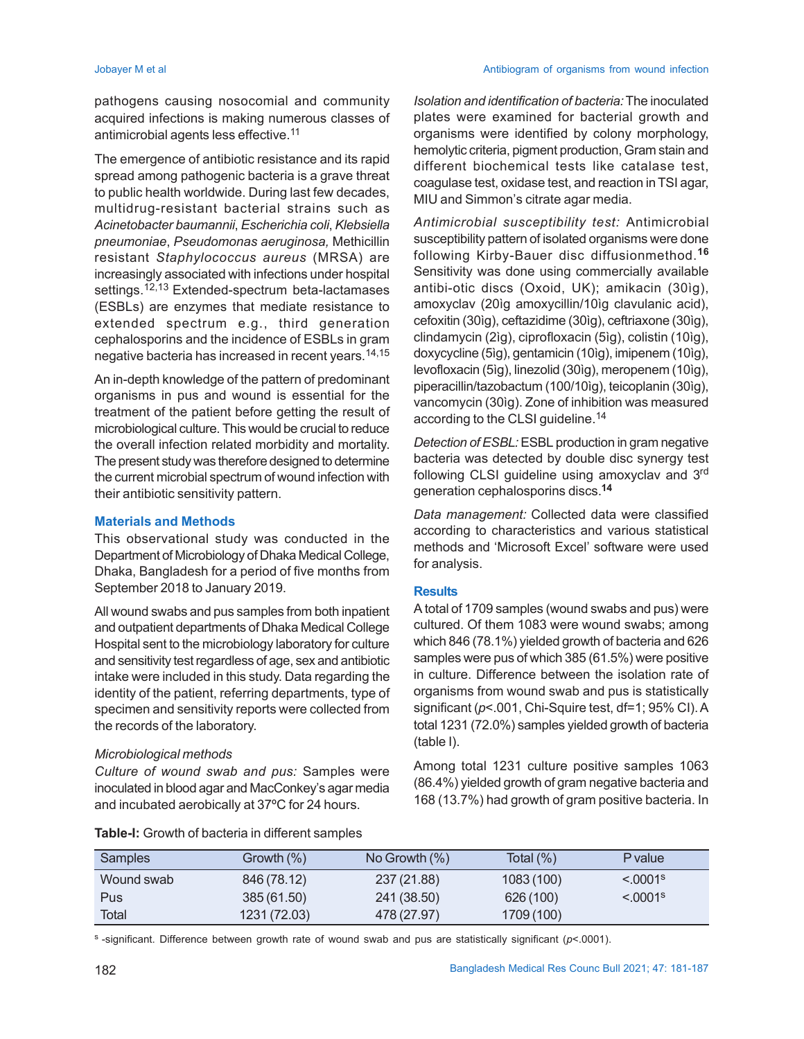pathogens causing nosocomial and community acquired infections is making numerous classes of antimicrobial agents less effective.[11]

The emergence of antibiotic resistance and its rapid spread among pathogenic bacteria is a grave threat to public health worldwide. During last few decades, multidrug-resistant bacterial strains such as *Acinetobacter baumannii*, *Escherichia coli*, *Klebsiella pneumoniae*, *Pseudomonas aeruginosa,* Methicillin resistant *Staphylococcus aureus* (MRSA) are increasingly associated with infections under hospital settings.[12,13] Extended-spectrum beta-lactamases (ESBLs) are enzymes that mediate resistance to extended spectrum e.g., third generation cephalosporins and the incidence of ESBLs in gram negative bacteria has increased in recent years.[14,15]

An in-depth knowledge of the pattern of predominant organisms in pus and wound is essential for the treatment of the patient before getting the result of microbiological culture. This would be crucial to reduce the overall infection related morbidity and mortality. The present study was therefore designed to determine the current microbial spectrum of wound infection with their antibiotic sensitivity pattern.

## Materials and Methods

This observational study was conducted in the Department of Microbiology of Dhaka Medical College, Dhaka, Bangladesh for a period of five months from September 2018 to January 2019.

All wound swabs and pus samples from both inpatient and outpatient departments of Dhaka Medical College Hospital sent to the microbiology laboratory for culture and sensitivity test regardless of age, sex and antibiotic intake were included in this study. Data regarding the identity of the patient, referring departments, type of specimen and sensitivity reports were collected from the records of the laboratory.

*Microbiological methods*

*Culture of wound swab and pus:* Samples were inoculated in blood agar and MacConkey's agar media and incubated aerobically at 37ºC for 24 hours.

*Isolation and identification of bacteria:* The inoculated plates were examined for bacterial growth and organisms were identified by colony morphology, hemolytic criteria, pigment production, Gram stain and different biochemical tests like catalase test, coagulase test, oxidase test, and reaction in TSI agar, MIU and Simmon's citrate agar media.

*Antimicrobial susceptibility test:* Antimicrobial susceptibility pattern of isolated organisms were done following Kirby-Bauer disc diffusionmethod.[16] Sensitivity was done using commercially available antibi-otic discs (Oxoid, UK); amikacin (30ìg), amoxyclav (20ìg amoxycillin/10ìg clavulanic acid), cefoxitin (30ìg), ceftazidime (30ìg), ceftriaxone (30ìg), clindamycin (2ìg), ciprofloxacin (5ìg), colistin (10ìg), doxycycline (5ìg), gentamicin (10ìg), imipenem (10ìg), levofloxacin (5ìg), linezolid (30ìg), meropenem (10ìg), piperacillin/tazobactum (100/10ìg), teicoplanin (30ìg), vancomycin (30ìg). Zone of inhibition was measured according to the CLSI guideline.[14]

*Detection of ESBL:* ESBL production in gram negative bacteria was detected by double disc synergy test following CLSI guideline using amoxyclav and 3rd generation cephalosporins discs.[14]

*Data management:* Collected data were classified according to characteristics and various statistical methods and 'Microsoft Excel' software were used for analysis.

## Results

A total of 1709 samples (wound swabs and pus) were cultured. Of them 1083 were wound swabs; among which 846 (78.1%) yielded growth of bacteria and 626 samples were pus of which 385 (61.5%) were positive in culture. Difference between the isolation rate of organisms from wound swab and pus is statistically significant ($p$<.001, Chi-Squire test, df=1; 95% CI). A total 1231 (72.0%) samples yielded growth of bacteria (table I).

Among total 1231 culture positive samples 1063 (86.4%) yielded growth of gram negative bacteria and 168 (13.7%) had growth of gram positive bacteria. In

**Table-I:** Growth of bacteria in different samples

| Samples | Growth (%) | No Growth (%) | Total (%) | P value |
|---|---|---|---|---|
| Wound swab | 846 (78.12) | 237 (21.88) | 1083 (100) | <.0001[s] |
| Pus | 385 (61.50) | 241 (38.50) | 626 (100) | <.0001[s] |
| Total | 1231 (72.03) | 478 (27.97) | 1709 (100) | |

[s] -significant. Difference between growth rate of wound swab and pus are statistically significant ($p$<.0001).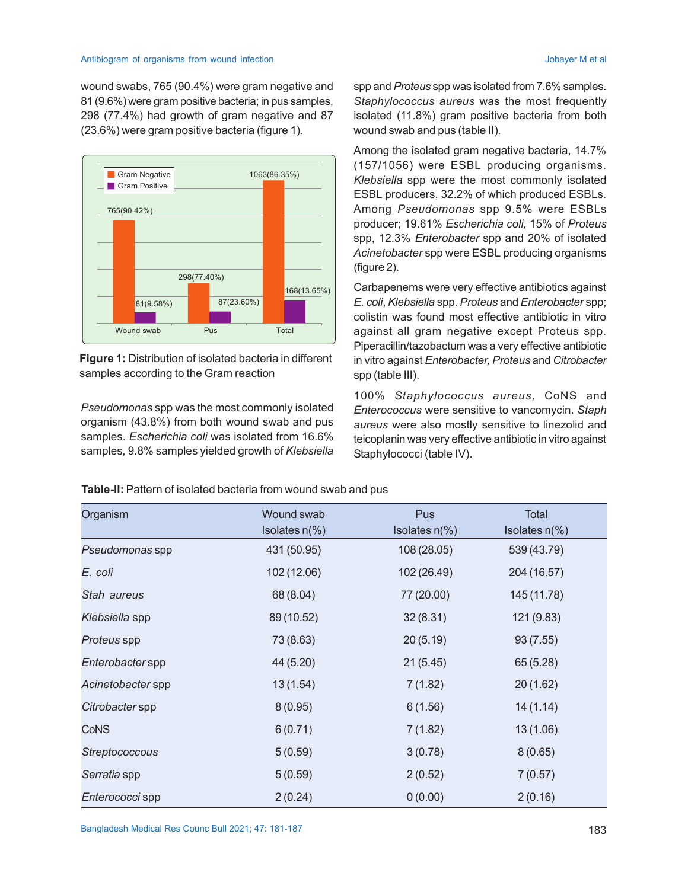wound swabs, 765 (90.4%) were gram negative and 81 (9.6%) were gram positive bacteria; in pus samples, 298 (77.4%) had growth of gram negative and 87 (23.6%) were gram positive bacteria (figure 1).

**Figure 1:** Distribution of isolated bacteria in different samples according to the Gram reaction

*Pseudomonas* spp was the most commonly isolated organism (43.8%) from both wound swab and pus samples. *Escherichia coli* was isolated from 16.6% samples, 9.8% samples yielded growth of *Klebsiella* spp and *Proteus* spp was isolated from 7.6% samples. *Staphylococcus aureus* was the most frequently isolated (11.8%) gram positive bacteria from both wound swab and pus (table II).

Among the isolated gram negative bacteria, 14.7% (157/1056) were ESBL producing organisms. *Klebsiella* spp were the most commonly isolated ESBL producers, 32.2% of which produced ESBLs. Among *Pseudomonas* spp 9.5% were ESBLs producer; 19.61% *Escherichia coli,* 15% of *Proteus* spp, 12.3% *Enterobacter* spp and 20% of isolated *Acinetobacter* spp were ESBL producing organisms (figure 2).

Carbapenems were very effective antibiotics against *E. coli*, *Klebsiella* spp. *Proteus* and *Enterobacter* spp; colistin was found most effective antibiotic in vitro against all gram negative except Proteus spp. Piperacillin/tazobactum was a very effective antibiotic in vitro against *Enterobacter, Proteus* and *Citrobacter* spp (table III).

100% *Staphylococcus aureus,* CoNS and *Enterococcus* were sensitive to vancomycin. *Staph aureus* were also mostly sensitive to linezolid and teicoplanin was very effective antibiotic in vitro against Staphylococci (table IV).

**Table-II:** Pattern of isolated bacteria from wound swab and pus

| Organism | Wound swab Isolates n(%) | Pus Isolates n(%) | Total Isolates n(%) |
|---|---|---|---|
| *Pseudomonas* spp | 431 (50.95) | 108 (28.05) | 539 (43.79) |
| *E. coli* | 102 (12.06) | 102 (26.49) | 204 (16.57) |
| *Stah aureus* | 68 (8.04) | 77 (20.00) | 145 (11.78) |
| *Klebsiella* spp | 89 (10.52) | 32 (8.31) | 121 (9.83) |
| *Proteus* spp | 73 (8.63) | 20 (5.19) | 93 (7.55) |
| *Enterobacter* spp | 44 (5.20) | 21 (5.45) | 65 (5.28) |
| *Acinetobacter* spp | 13 (1.54) | 7 (1.82) | 20 (1.62) |
| *Citrobacter* spp | 8 (0.95) | 6 (1.56) | 14 (1.14) |
| CoNS | 6 (0.71) | 7 (1.82) | 13 (1.06) |
| *Streptococcous* | 5 (0.59) | 3 (0.78) | 8 (0.65) |
| *Serratia* spp | 5 (0.59) | 2 (0.52) | 7 (0.57) |
| *Enterococci* spp | 2 (0.24) | 0 (0.00) | 2 (0.16) |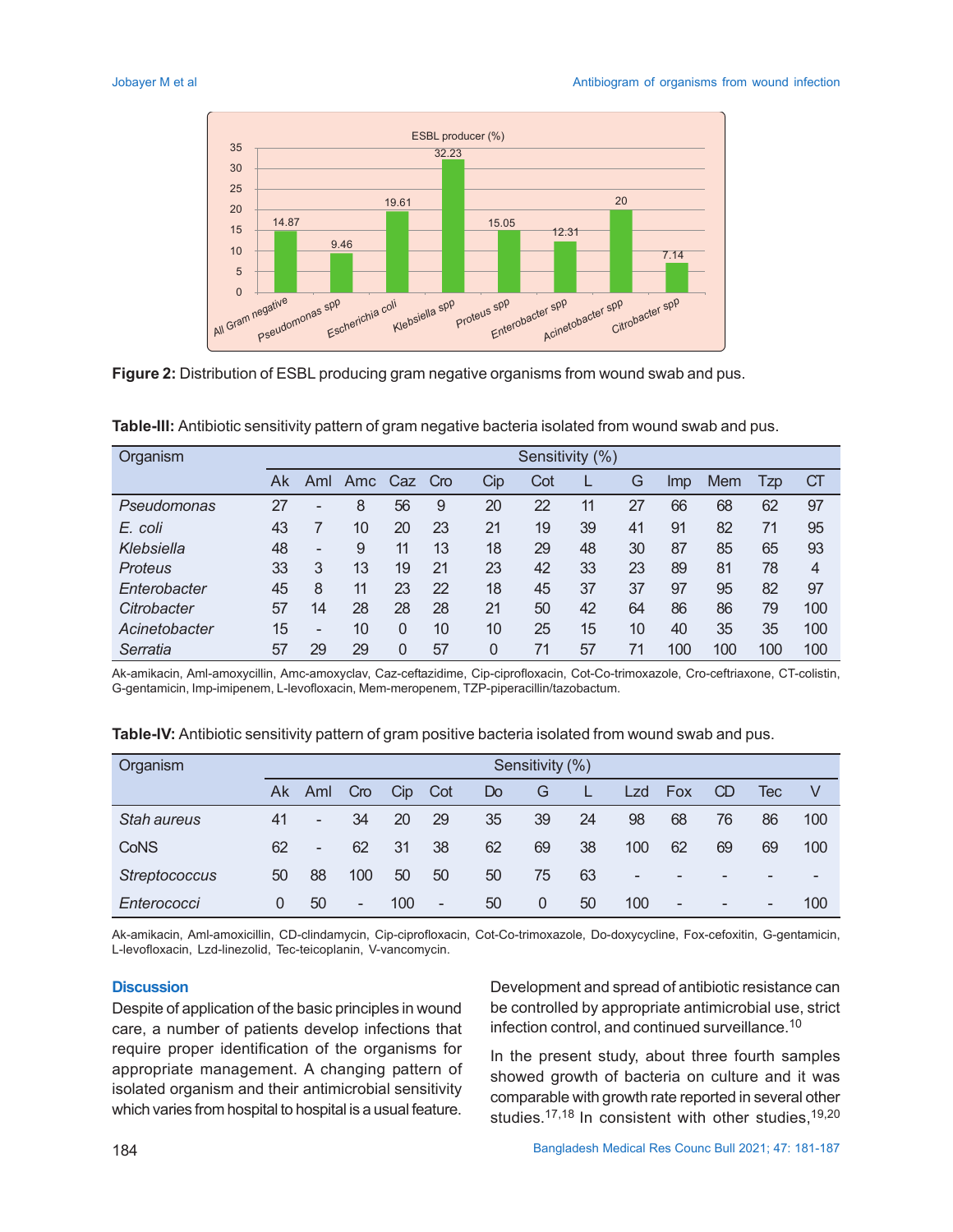**Figure 2:** Distribution of ESBL producing gram negative organisms from wound swab and pus.

**Table-III:** Antibiotic sensitivity pattern of gram negative bacteria isolated from wound swab and pus.

| Organism | Sensitivity (%) | | | | | | | | | | | | |
|---|---|---|---|---|---|---|---|---|---|---|---|---|---|
| | Ak | Aml | Amc | Caz | Cro | Cip | Cot | L | G | Imp | Mem | Tzp | CT |
| *Pseudomonas* | 27 | - | 8 | 56 | 9 | 20 | 22 | 11 | 27 | 66 | 68 | 62 | 97 |
| *E. coli* | 43 | 7 | 10 | 20 | 23 | 21 | 19 | 39 | 41 | 91 | 82 | 71 | 95 |
| *Klebsiella* | 48 | - | 9 | 11 | 13 | 18 | 29 | 48 | 30 | 87 | 85 | 65 | 93 |
| *Proteus* | 33 | 3 | 13 | 19 | 21 | 23 | 42 | 33 | 23 | 89 | 81 | 78 | 4 |
| *Enterobacter* | 45 | 8 | 11 | 23 | 22 | 18 | 45 | 37 | 37 | 97 | 95 | 82 | 97 |
| *Citrobacter* | 57 | 14 | 28 | 28 | 28 | 21 | 50 | 42 | 64 | 86 | 86 | 79 | 100 |
| *Acinetobacter* | 15 | - | 10 | 0 | 10 | 10 | 25 | 15 | 10 | 40 | 35 | 35 | 100 |
| *Serratia* | 57 | 29 | 29 | 0 | 57 | 0 | 71 | 57 | 71 | 100 | 100 | 100 | 100 |

Ak-amikacin, Aml-amoxycillin, Amc-amoxyclav, Caz-ceftazidime, Cip-ciprofloxacin, Cot-Co-trimoxazole, Cro-ceftriaxone, CT-colistin, G-gentamicin, Imp-imipenem, L-levofloxacin, Mem-meropenem, TZP-piperacillin/tazobactum.

**Table-IV:** Antibiotic sensitivity pattern of gram positive bacteria isolated from wound swab and pus.

| Organism | Sensitivity (%) | | | | | | | | | | | | |
|---|---|---|---|---|---|---|---|---|---|---|---|---|---|
| | Ak | Aml | Cro | Cip | Cot | Do | G | L | Lzd | Fox | CD | Tec | V |
| *Stah aureus* | 41 | - | 34 | 20 | 29 | 35 | 39 | 24 | 98 | 68 | 76 | 86 | 100 |
| CoNS | 62 | - | 62 | 31 | 38 | 62 | 69 | 38 | 100 | 62 | 69 | 69 | 100 |
| *Streptococcus* | 50 | 88 | 100 | 50 | 50 | 50 | 75 | 63 | - | - | - | - | - |
| *Enterococci* | 0 | 50 | - | 100 | - | 50 | 0 | 50 | 100 | - | - | - | 100 |

Ak-amikacin, Aml-amoxicillin, CD-clindamycin, Cip-ciprofloxacin, Cot-Co-trimoxazole, Do-doxycycline, Fox-cefoxitin, G-gentamicin, L-levofloxacin, Lzd-linezolid, Tec-teicoplanin, V-vancomycin.

## Discussion

Despite of application of the basic principles in wound care, a number of patients develop infections that require proper identification of the organisms for appropriate management. A changing pattern of isolated organism and their antimicrobial sensitivity which varies from hospital to hospital is a usual feature. Development and spread of antibiotic resistance can be controlled by appropriate antimicrobial use, strict infection control, and continued surveillance.[10]

In the present study, about three fourth samples showed growth of bacteria on culture and it was comparable with growth rate reported in several other studies.[17,18] In consistent with other studies,[19,20]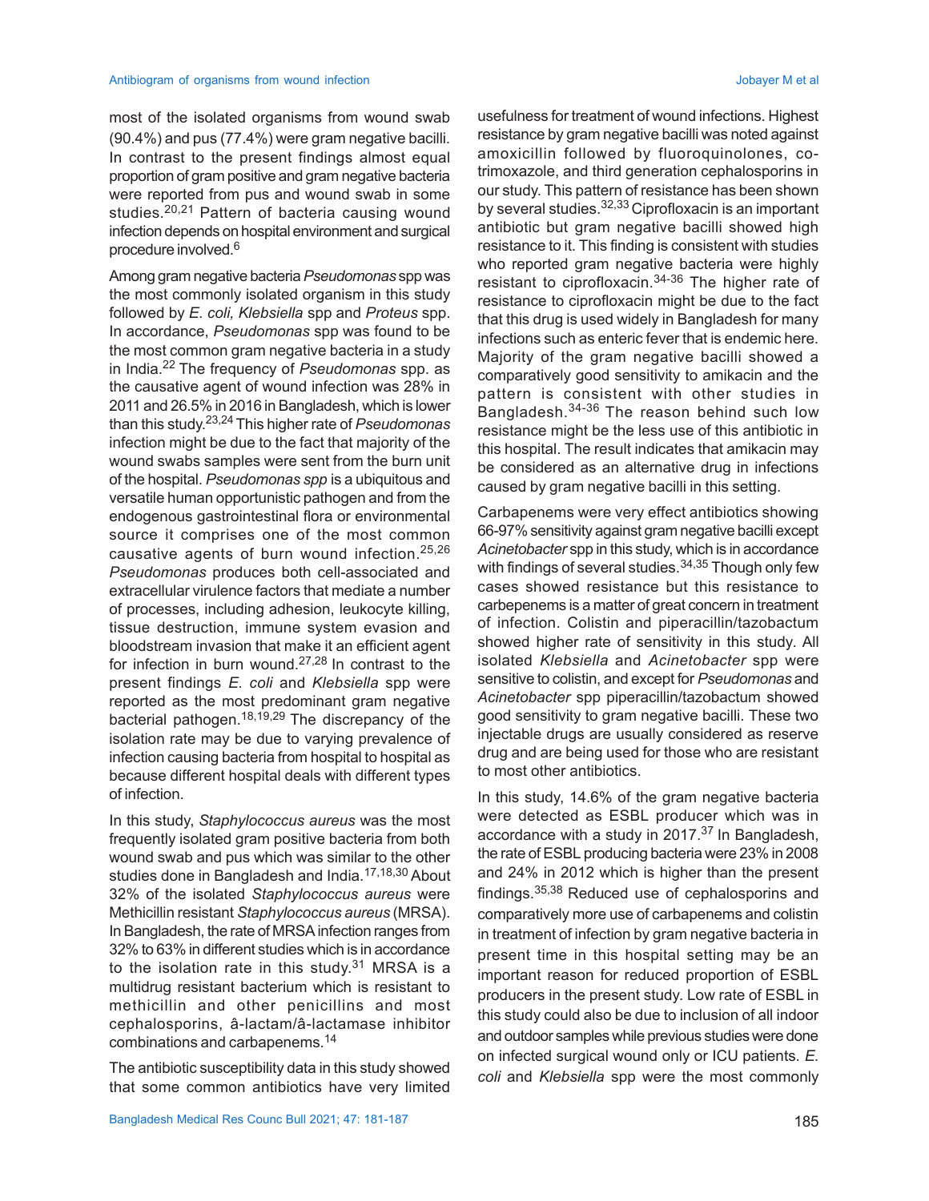most of the isolated organisms from wound swab (90.4%) and pus (77.4%) were gram negative bacilli. In contrast to the present findings almost equal proportion of gram positive and gram negative bacteria were reported from pus and wound swab in some studies.[20,21] Pattern of bacteria causing wound infection depends on hospital environment and surgical procedure involved.[6]

Among gram negative bacteria *Pseudomonas* spp was the most commonly isolated organism in this study followed by *E. coli, Klebsiella* spp and *Proteus* spp. In accordance, *Pseudomonas* spp was found to be the most common gram negative bacteria in a study in India.[22] The frequency of *Pseudomonas* spp. as the causative agent of wound infection was 28% in 2011 and 26.5% in 2016 in Bangladesh, which is lower than this study.[23,24] This higher rate of *Pseudomonas* infection might be due to the fact that majority of the wound swabs samples were sent from the burn unit of the hospital. *Pseudomonas spp* is a ubiquitous and versatile human opportunistic pathogen and from the endogenous gastrointestinal flora or environmental source it comprises one of the most common causative agents of burn wound infection.[25,26] *Pseudomonas* produces both cell-associated and extracellular virulence factors that mediate a number of processes, including adhesion, leukocyte killing, tissue destruction, immune system evasion and bloodstream invasion that make it an efficient agent for infection in burn wound.[27,28] In contrast to the present findings *E. coli* and *Klebsiella* spp were reported as the most predominant gram negative bacterial pathogen.[18,19,29] The discrepancy of the isolation rate may be due to varying prevalence of infection causing bacteria from hospital to hospital as because different hospital deals with different types of infection.

In this study, *Staphylococcus aureus* was the most frequently isolated gram positive bacteria from both wound swab and pus which was similar to the other studies done in Bangladesh and India.[17,18,30] About 32% of the isolated *Staphylococcus aureus* were Methicillin resistant *Staphylococcus aureus* (MRSA). In Bangladesh, the rate of MRSA infection ranges from 32% to 63% in different studies which is in accordance to the isolation rate in this study.[31] MRSA is a multidrug resistant bacterium which is resistant to methicillin and other penicillins and most cephalosporins, â-lactam/â-lactamase inhibitor combinations and carbapenems.[14]

The antibiotic susceptibility data in this study showed that some common antibiotics have very limited usefulness for treatment of wound infections. Highest resistance by gram negative bacilli was noted against amoxicillin followed by fluoroquinolones, co-trimoxazole, and third generation cephalosporins in our study. This pattern of resistance has been shown by several studies.[32,33] Ciprofloxacin is an important antibiotic but gram negative bacilli showed high resistance to it. This finding is consistent with studies who reported gram negative bacteria were highly resistant to ciprofloxacin.[34-36] The higher rate of resistance to ciprofloxacin might be due to the fact that this drug is used widely in Bangladesh for many infections such as enteric fever that is endemic here. Majority of the gram negative bacilli showed a comparatively good sensitivity to amikacin and the pattern is consistent with other studies in Bangladesh.[34-36] The reason behind such low resistance might be the less use of this antibiotic in this hospital. The result indicates that amikacin may be considered as an alternative drug in infections caused by gram negative bacilli in this setting.

Carbapenems were very effect antibiotics showing 66-97% sensitivity against gram negative bacilli except *Acinetobacter* spp in this study, which is in accordance with findings of several studies.[34,35] Though only few cases showed resistance but this resistance to carbepenems is a matter of great concern in treatment of infection. Colistin and piperacillin/tazobactum showed higher rate of sensitivity in this study. All isolated *Klebsiella* and *Acinetobacter* spp were sensitive to colistin, and except for *Pseudomonas* and *Acinetobacter* spp piperacillin/tazobactum showed good sensitivity to gram negative bacilli. These two injectable drugs are usually considered as reserve drug and are being used for those who are resistant to most other antibiotics.

In this study, 14.6% of the gram negative bacteria were detected as ESBL producer which was in accordance with a study in 2017.[37] In Bangladesh, the rate of ESBL producing bacteria were 23% in 2008 and 24% in 2012 which is higher than the present findings.[35,38] Reduced use of cephalosporins and comparatively more use of carbapenems and colistin in treatment of infection by gram negative bacteria in present time in this hospital setting may be an important reason for reduced proportion of ESBL producers in the present study. Low rate of ESBL in this study could also be due to inclusion of all indoor and outdoor samples while previous studies were done on infected surgical wound only or ICU patients. *E. coli* and *Klebsiella* spp were the most commonly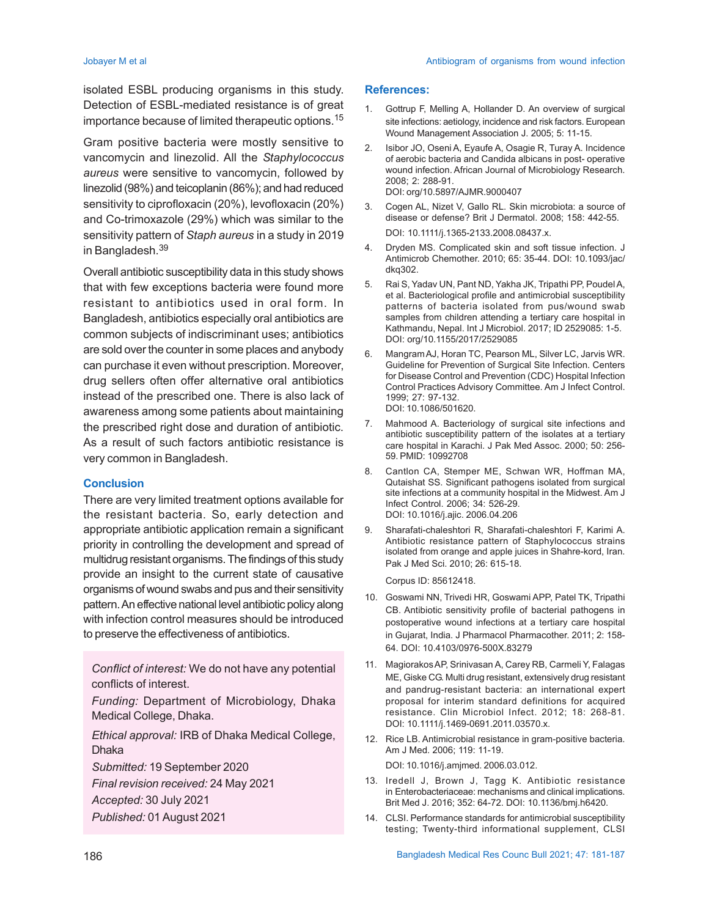isolated ESBL producing organisms in this study. Detection of ESBL-mediated resistance is of great importance because of limited therapeutic options.[15]

Gram positive bacteria were mostly sensitive to vancomycin and linezolid. All the *Staphylococcus aureus* were sensitive to vancomycin, followed by linezolid (98%) and teicoplanin (86%); and had reduced sensitivity to ciprofloxacin (20%), levofloxacin (20%) and Co-trimoxazole (29%) which was similar to the sensitivity pattern of *Staph aureus* in a study in 2019 in Bangladesh.[39]

Overall antibiotic susceptibility data in this study shows that with few exceptions bacteria were found more resistant to antibiotics used in oral form. In Bangladesh, antibiotics especially oral antibiotics are common subjects of indiscriminant uses; antibiotics are sold over the counter in some places and anybody can purchase it even without prescription. Moreover, drug sellers often offer alternative oral antibiotics instead of the prescribed one. There is also lack of awareness among some patients about maintaining the prescribed right dose and duration of antibiotic. As a result of such factors antibiotic resistance is very common in Bangladesh.

## Conclusion

There are very limited treatment options available for the resistant bacteria. So, early detection and appropriate antibiotic application remain a significant priority in controlling the development and spread of multidrug resistant organisms. The findings of this study provide an insight to the current state of causative organisms of wound swabs and pus and their sensitivity pattern. An effective national level antibiotic policy along with infection control measures should be introduced to preserve the effectiveness of antibiotics.

*Conflict of interest:* We do not have any potential conflicts of interest.

*Funding:* Department of Microbiology, Dhaka Medical College, Dhaka.

*Ethical approval:* IRB of Dhaka Medical College, Dhaka

*Submitted:* 19 September 2020

*Final revision received:* 24 May 2021

*Accepted:* 30 July 2021

*Published:* 01 August 2021

## References:

1. Gottrup F, Melling A, Hollander D. An overview of surgical site infections: aetiology, incidence and risk factors. European Wound Management Association J. 2005; 5: 11-15.
2. Isibor JO, Oseni A, Eyaufe A, Osagie R, Turay A. Incidence of aerobic bacteria and Candida albicans in post- operative wound infection. African Journal of Microbiology Research. 2008; 2: 288-91. DOI: org/10.5897/AJMR.9000407
3. Cogen AL, Nizet V, Gallo RL. Skin microbiota: a source of disease or defense? Brit J Dermatol. 2008; 158: 442-55. DOI: 10.1111/j.1365-2133.2008.08437.x.
4. Dryden MS. Complicated skin and soft tissue infection. J Antimicrob Chemother. 2010; 65: 35-44. DOI: 10.1093/jac/dkq302.
5. Rai S, Yadav UN, Pant ND, Yakha JK, Tripathi PP, Poudel A, et al. Bacteriological profile and antimicrobial susceptibility patterns of bacteria isolated from pus/wound swab samples from children attending a tertiary care hospital in Kathmandu, Nepal. Int J Microbiol. 2017; ID 2529085: 1-5. DOI: org/10.1155/2017/2529085
6. Mangram AJ, Horan TC, Pearson ML, Silver LC, Jarvis WR. Guideline for Prevention of Surgical Site Infection. Centers for Disease Control and Prevention (CDC) Hospital Infection Control Practices Advisory Committee. Am J Infect Control. 1999; 27: 97-132. DOI: 10.1086/501620.
7. Mahmood A. Bacteriology of surgical site infections and antibiotic susceptibility pattern of the isolates at a tertiary care hospital in Karachi. J Pak Med Assoc. 2000; 50: 256-59. PMID: 10992708
8. Cantlon CA, Stemper ME, Schwan WR, Hoffman MA, Qutaishat SS. Significant pathogens isolated from surgical site infections at a community hospital in the Midwest. Am J Infect Control. 2006; 34: 526-29. DOI: 10.1016/j.ajic. 2006.04.206
9. Sharafati-chaleshtori R, Sharafati-chaleshtori F, Karimi A. Antibiotic resistance pattern of Staphylococcus strains isolated from orange and apple juices in Shahre-kord, Iran. Pak J Med Sci. 2010; 26: 615-18. Corpus ID: 85612418.
10. Goswami NN, Trivedi HR, Goswami APP, Patel TK, Tripathi CB. Antibiotic sensitivity profile of bacterial pathogens in postoperative wound infections at a tertiary care hospital in Gujarat, India. J Pharmacol Pharmacother. 2011; 2: 158-64. DOI: 10.4103/0976-500X.83279
11. Magiorakos AP, Srinivasan A, Carey RB, Carmeli Y, Falagas ME, Giske CG. Multi drug resistant, extensively drug resistant and pandrug-resistant bacteria: an international expert proposal for interim standard definitions for acquired resistance. Clin Microbiol Infect. 2012; 18: 268-81. DOI: 10.1111/j.1469-0691.2011.03570.x.
12. Rice LB. Antimicrobial resistance in gram-positive bacteria. Am J Med. 2006; 119: 11-19. DOI: 10.1016/j.amjmed. 2006.03.012.
13. Iredell J, Brown J, Tagg K. Antibiotic resistance in Enterobacteriaceae: mechanisms and clinical implications. Brit Med J. 2016; 352: 64-72. DOI: 10.1136/bmj.h6420.
14. CLSI. Performance standards for antimicrobial susceptibility testing; Twenty-third informational supplement, CLSI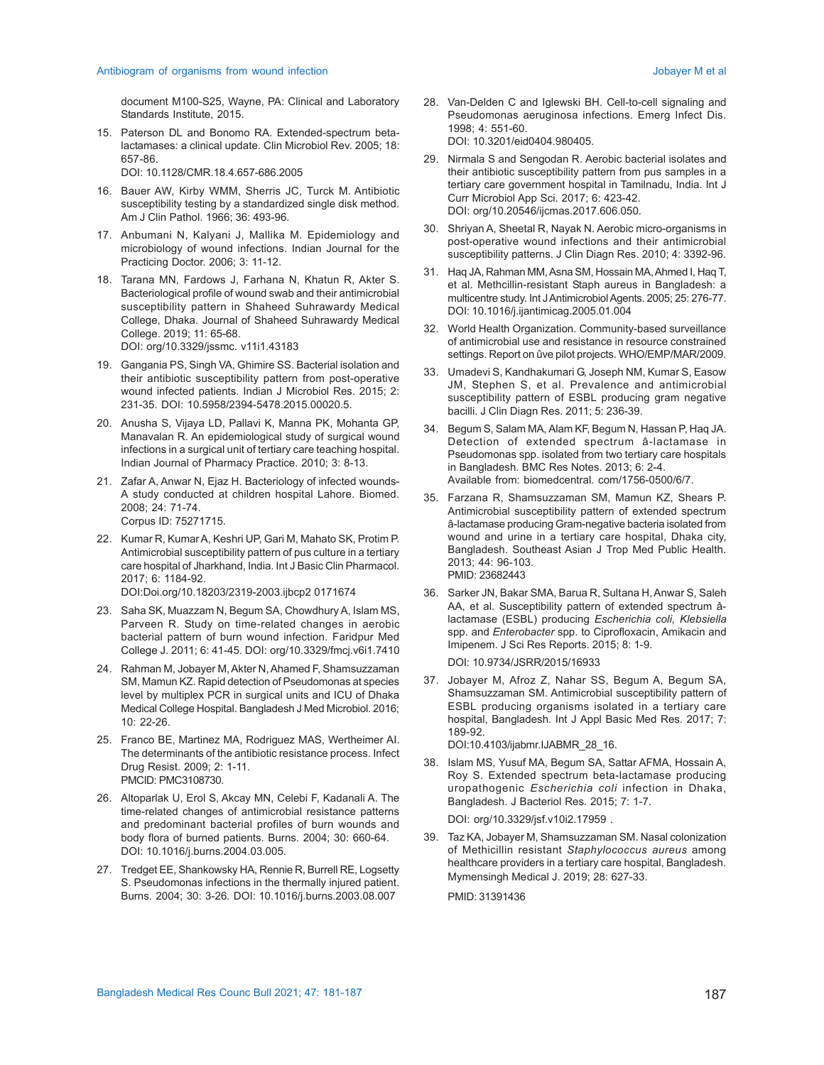document M100-S25, Wayne, PA: Clinical and Laboratory Standards Institute, 2015.

15. Paterson DL and Bonomo RA. Extended-spectrum beta-lactamases: a clinical update. Clin Microbiol Rev. 2005; 18: 657-86.
DOI: 10.1128/CMR.18.4.657-686.2005

16. Bauer AW, Kirby WMM, Sherris JC, Turck M. Antibiotic susceptibility testing by a standardized single disk method. Am J Clin Pathol. 1966; 36: 493-96.

17. Anbumani N, Kalyani J, Mallika M. Epidemiology and microbiology of wound infections. Indian Journal for the Practicing Doctor. 2006; 3: 11-12.

18. Tarana MN, Fardows J, Farhana N, Khatun R, Akter S. Bacteriological profile of wound swab and their antimicrobial susceptibility pattern in Shaheed Suhrawardy Medical College, Dhaka. Journal of Shaheed Suhrawardy Medical College. 2019; 11: 65-68.
DOI: org/10.3329/jssmc. v11i1.43183

19. Gangania PS, Singh VA, Ghimire SS. Bacterial isolation and their antibiotic susceptibility pattern from post-operative wound infected patients. Indian J Microbiol Res. 2015; 2: 231-35. DOI: 10.5958/2394-5478.2015.00020.5.

20. Anusha S, Vijaya LD, Pallavi K, Manna PK, Mohanta GP, Manavalan R. An epidemiological study of surgical wound infections in a surgical unit of tertiary care teaching hospital. Indian Journal of Pharmacy Practice. 2010; 3: 8-13.

21. Zafar A, Anwar N, Ejaz H. Bacteriology of infected wounds- A study conducted at children hospital Lahore. Biomed. 2008; 24: 71-74.
Corpus ID: 75271715.

22. Kumar R, Kumar A, Keshri UP, Gari M, Mahato SK, Protim P. Antimicrobial susceptibility pattern of pus culture in a tertiary care hospital of Jharkhand, India. Int J Basic Clin Pharmacol. 2017; 6: 1184-92.
DOI:Doi.org/10.18203/2319-2003.ijbcp2 0171674

23. Saha SK, Muazzam N, Begum SA, Chowdhury A, Islam MS, Parveen R. Study on time-related changes in aerobic bacterial pattern of burn wound infection. Faridpur Med College J. 2011; 6: 41-45. DOI: org/10.3329/fmcj.v6i1.7410

24. Rahman M, Jobayer M, Akter N, Ahamed F, Shamsuzzaman SM, Mamun KZ. Rapid detection of Pseudomonas at species level by multiplex PCR in surgical units and ICU of Dhaka Medical College Hospital. Bangladesh J Med Microbiol. 2016; 10: 22-26.

25. Franco BE, Martinez MA, Rodriguez MAS, Wertheimer AI. The determinants of the antibiotic resistance process. Infect Drug Resist. 2009; 2: 1-11.
PMCID: PMC3108730.

26. Altoparlak U, Erol S, Akcay MN, Celebi F, Kadanali A. The time-related changes of antimicrobial resistance patterns and predominant bacterial profiles of burn wounds and body flora of burned patients. Burns. 2004; 30: 660-64.
DOI: 10.1016/j.burns.2004.03.005.

27. Tredget EE, Shankowsky HA, Rennie R, Burrell RE, Logsetty S. Pseudomonas infections in the thermally injured patient. Burns. 2004; 30: 3-26. DOI: 10.1016/j.burns.2003.08.007

28. Van-Delden C and Iglewski BH. Cell-to-cell signaling and Pseudomonas aeruginosa infections. Emerg Infect Dis. 1998; 4: 551-60.
DOI: 10.3201/eid0404.980405.

29. Nirmala S and Sengodan R. Aerobic bacterial isolates and their antibiotic susceptibility pattern from pus samples in a tertiary care government hospital in Tamilnadu, India. Int J Curr Microbiol App Sci. 2017; 6: 423-42.
DOI: org/10.20546/ijcmas.2017.606.050.

30. Shriyan A, Sheetal R, Nayak N. Aerobic micro-organisms in post-operative wound infections and their antimicrobial susceptibility patterns. J Clin Diagn Res. 2010; 4: 3392-96.

31. Haq JA, Rahman MM, Asna SM, Hossain MA, Ahmed I, Haq T, et al. Methcillin-resistant Staph aureus in Bangladesh: a multicentre study. Int J Antimicrobiol Agents. 2005; 25: 276-77.
DOI: 10.1016/j.ijantimicag.2005.01.004

32. World Health Organization. Community-based surveillance of antimicrobial use and resistance in resource constrained settings. Report on ûve pilot projects. WHO/EMP/MAR/2009.

33. Umadevi S, Kandhakumari G, Joseph NM, Kumar S, Easow JM, Stephen S, et al. Prevalence and antimicrobial susceptibility pattern of ESBL producing gram negative bacilli. J Clin Diagn Res. 2011; 5: 236-39.

34. Begum S, Salam MA, Alam KF, Begum N, Hassan P, Haq JA. Detection of extended spectrum â-lactamase in Pseudomonas spp. isolated from two tertiary care hospitals in Bangladesh. BMC Res Notes. 2013; 6: 2-4.
Available from: biomedcentral. com/1756-0500/6/7.

35. Farzana R, Shamsuzzaman SM, Mamun KZ, Shears P. Antimicrobial susceptibility pattern of extended spectrum â-lactamase producing Gram-negative bacteria isolated from wound and urine in a tertiary care hospital, Dhaka city, Bangladesh. Southeast Asian J Trop Med Public Health. 2013; 44: 96-103.
PMID: 23682443

36. Sarker JN, Bakar SMA, Barua R, Sultana H, Anwar S, Saleh AA, et al. Susceptibility pattern of extended spectrum â-lactamase (ESBL) producing *Escherichia coli, Klebsiella* spp. and *Enterobacter* spp. to Ciprofloxacin, Amikacin and Imipenem. J Sci Res Reports. 2015; 8: 1-9.
DOI: 10.9734/JSRR/2015/16933

37. Jobayer M, Afroz Z, Nahar SS, Begum A, Begum SA, Shamsuzzaman SM. Antimicrobial susceptibility pattern of ESBL producing organisms isolated in a tertiary care hospital, Bangladesh. Int J Appl Basic Med Res. 2017; 7: 189-92.
DOI:10.4103/ijabmr.IJABMR_28_16.

38. Islam MS, Yusuf MA, Begum SA, Sattar AFMA, Hossain A, Roy S. Extended spectrum beta-lactamase producing uropathogenic *Escherichia coli* infection in Dhaka, Bangladesh. J Bacteriol Res. 2015; 7: 1-7.
DOI: org/10.3329/jsf.v10i2.17959 .

39. Taz KA, Jobayer M, Shamsuzzaman SM. Nasal colonization of Methicillin resistant *Staphylococcus aureus* among healthcare providers in a tertiary care hospital, Bangladesh. Mymensingh Medical J. 2019; 28: 627-33.
PMID: 31391436